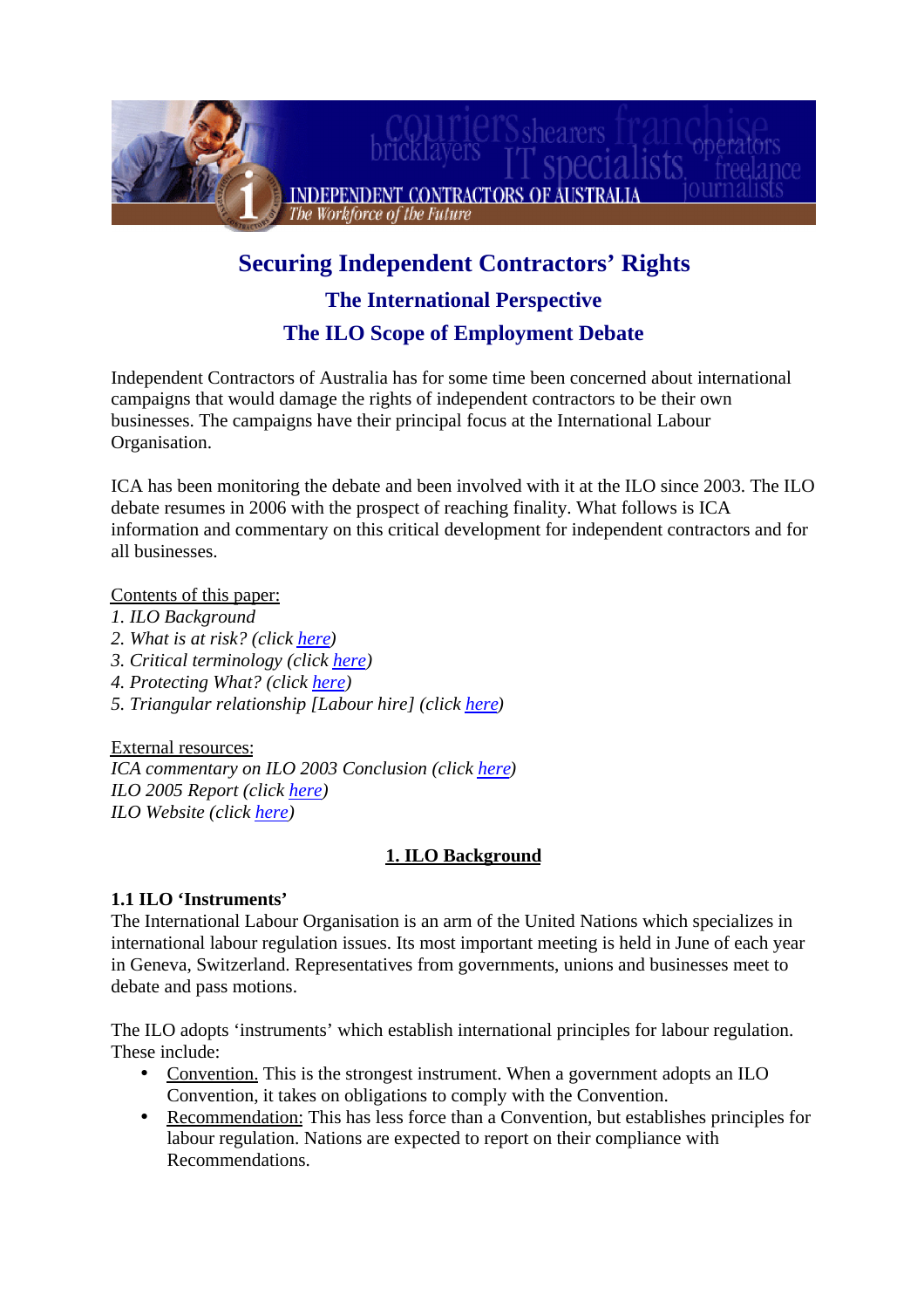# Securing Independent Contractors' Rights

## The International Perspective

## The ILO Scope of Employment Debate

Independent Contractors of Australia has for some time been concerned about international campaigns that would damage the rights of independent contractors to be their own businesses. The campaigns have their principal focus at the International Labour Organisation.

ICA has been monitoring the debate and been involved with it at the ILO since 2003. The ILO debate resumes in 2006 with the prospect of reaching finality. What follows is ICA information and commentary on this critical development for independent contractors and for all businesses.

Contents of this paper:

*1. ILO Background*
*2. What is at risk? (click here)*
*3. Critical terminology (click here)*
*4. Protecting What? (click here)*
*5. Triangular relationship [Labour hire] (click here)*

External resources:

*ICA commentary on ILO 2003 Conclusion (click here)*
*ILO 2005 Report (click here)*
*ILO Website (click here)*

## 1. ILO Background

### 1.1 ILO 'Instruments'

The International Labour Organisation is an arm of the United Nations which specializes in international labour regulation issues. Its most important meeting is held in June of each year in Geneva, Switzerland. Representatives from governments, unions and businesses meet to debate and pass motions.

The ILO adopts 'instruments' which establish international principles for labour regulation. These include:

- Convention. This is the strongest instrument. When a government adopts an ILO Convention, it takes on obligations to comply with the Convention.
- Recommendation: This has less force than a Convention, but establishes principles for labour regulation. Nations are expected to report on their compliance with Recommendations.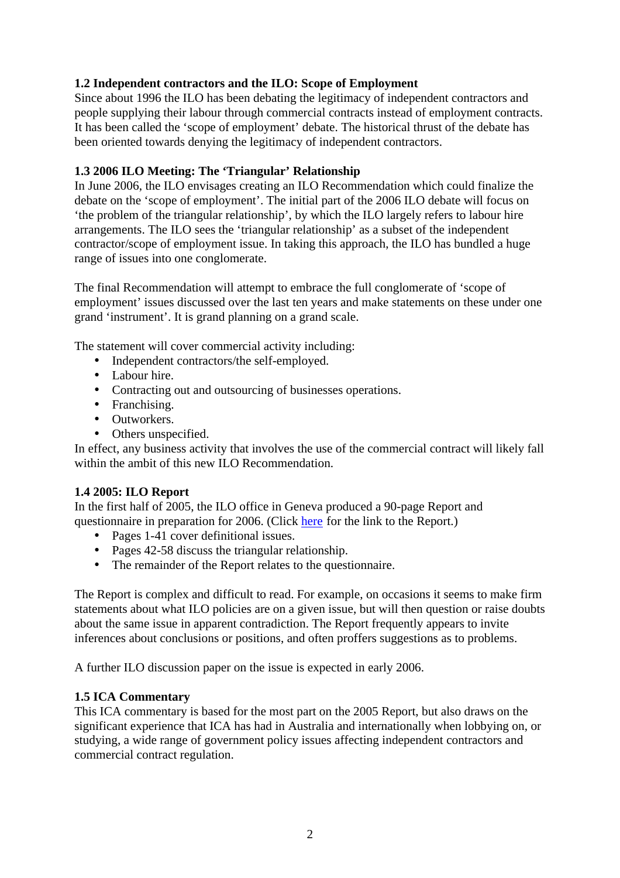### 1.2 Independent contractors and the ILO: Scope of Employment

Since about 1996 the ILO has been debating the legitimacy of independent contractors and people supplying their labour through commercial contracts instead of employment contracts. It has been called the 'scope of employment' debate. The historical thrust of the debate has been oriented towards denying the legitimacy of independent contractors.

### 1.3 2006 ILO Meeting: The 'Triangular' Relationship

In June 2006, the ILO envisages creating an ILO Recommendation which could finalize the debate on the 'scope of employment'. The initial part of the 2006 ILO debate will focus on 'the problem of the triangular relationship', by which the ILO largely refers to labour hire arrangements. The ILO sees the 'triangular relationship' as a subset of the independent contractor/scope of employment issue. In taking this approach, the ILO has bundled a huge range of issues into one conglomerate.

The final Recommendation will attempt to embrace the full conglomerate of 'scope of employment' issues discussed over the last ten years and make statements on these under one grand 'instrument'. It is grand planning on a grand scale.

The statement will cover commercial activity including:

- Independent contractors/the self-employed.
- Labour hire.
- Contracting out and outsourcing of businesses operations.
- Franchising.
- Outworkers.
- Others unspecified.

In effect, any business activity that involves the use of the commercial contract will likely fall within the ambit of this new ILO Recommendation.

### 1.4 2005: ILO Report

In the first half of 2005, the ILO office in Geneva produced a 90-page Report and questionnaire in preparation for 2006. (Click here for the link to the Report.)

- Pages 1-41 cover definitional issues.
- Pages 42-58 discuss the triangular relationship.
- The remainder of the Report relates to the questionnaire.

The Report is complex and difficult to read. For example, on occasions it seems to make firm statements about what ILO policies are on a given issue, but will then question or raise doubts about the same issue in apparent contradiction. The Report frequently appears to invite inferences about conclusions or positions, and often proffers suggestions as to problems.

A further ILO discussion paper on the issue is expected in early 2006.

### 1.5 ICA Commentary

This ICA commentary is based for the most part on the 2005 Report, but also draws on the significant experience that ICA has had in Australia and internationally when lobbying on, or studying, a wide range of government policy issues affecting independent contractors and commercial contract regulation.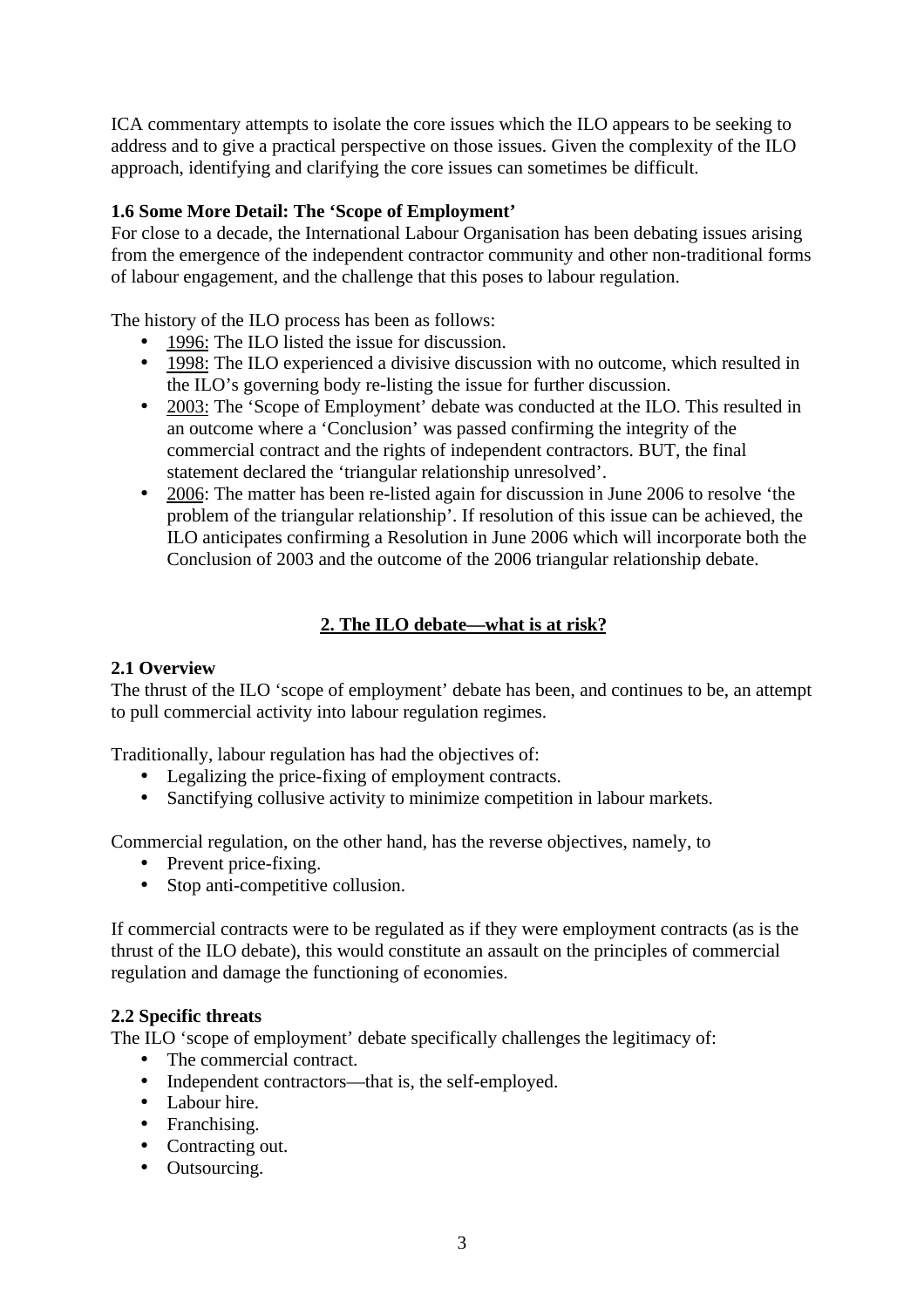ICA commentary attempts to isolate the core issues which the ILO appears to be seeking to address and to give a practical perspective on those issues. Given the complexity of the ILO approach, identifying and clarifying the core issues can sometimes be difficult.

### 1.6 Some More Detail: The 'Scope of Employment'

For close to a decade, the International Labour Organisation has been debating issues arising from the emergence of the independent contractor community and other non-traditional forms of labour engagement, and the challenge that this poses to labour regulation.

The history of the ILO process has been as follows:

- 1996: The ILO listed the issue for discussion.
- 1998: The ILO experienced a divisive discussion with no outcome, which resulted in the ILO's governing body re-listing the issue for further discussion.
- 2003: The 'Scope of Employment' debate was conducted at the ILO. This resulted in an outcome where a 'Conclusion' was passed confirming the integrity of the commercial contract and the rights of independent contractors. BUT, the final statement declared the 'triangular relationship unresolved'.
- 2006: The matter has been re-listed again for discussion in June 2006 to resolve 'the problem of the triangular relationship'. If resolution of this issue can be achieved, the ILO anticipates confirming a Resolution in June 2006 which will incorporate both the Conclusion of 2003 and the outcome of the 2006 triangular relationship debate.

## 2. The ILO debate—what is at risk?

### 2.1 Overview

The thrust of the ILO 'scope of employment' debate has been, and continues to be, an attempt to pull commercial activity into labour regulation regimes.

Traditionally, labour regulation has had the objectives of:

- Legalizing the price-fixing of employment contracts.
- Sanctifying collusive activity to minimize competition in labour markets.

Commercial regulation, on the other hand, has the reverse objectives, namely, to

- Prevent price-fixing.
- Stop anti-competitive collusion.

If commercial contracts were to be regulated as if they were employment contracts (as is the thrust of the ILO debate), this would constitute an assault on the principles of commercial regulation and damage the functioning of economies.

### 2.2 Specific threats

The ILO 'scope of employment' debate specifically challenges the legitimacy of:

- The commercial contract.
- Independent contractors—that is, the self-employed.
- Labour hire.
- Franchising.
- Contracting out.
- Outsourcing.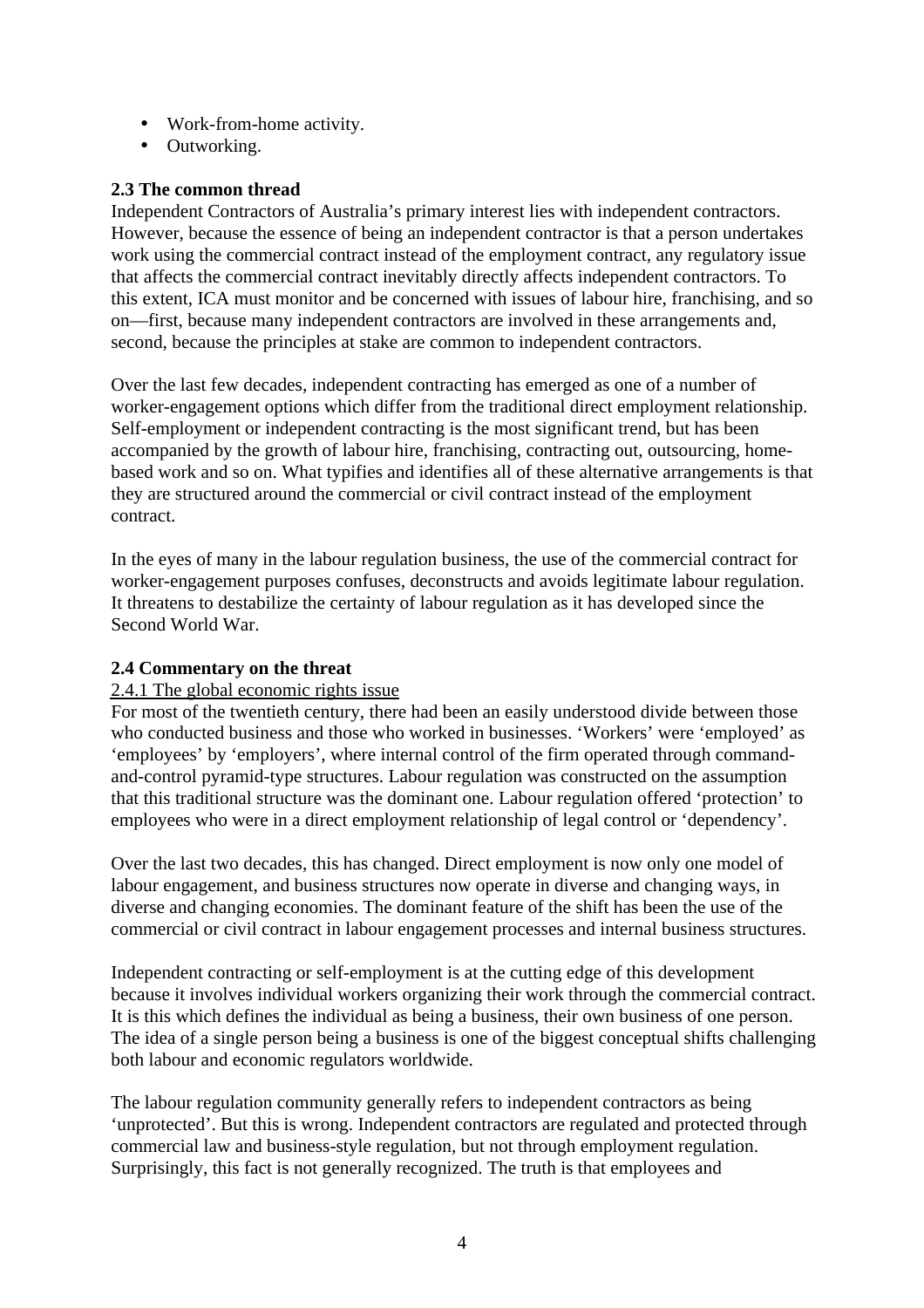- Work-from-home activity.
- Outworking.

**2.3 The common thread**

Independent Contractors of Australia's primary interest lies with independent contractors. However, because the essence of being an independent contractor is that a person undertakes work using the commercial contract instead of the employment contract, any regulatory issue that affects the commercial contract inevitably directly affects independent contractors. To this extent, ICA must monitor and be concerned with issues of labour hire, franchising, and so on—first, because many independent contractors are involved in these arrangements and, second, because the principles at stake are common to independent contractors.

Over the last few decades, independent contracting has emerged as one of a number of worker-engagement options which differ from the traditional direct employment relationship. Self-employment or independent contracting is the most significant trend, but has been accompanied by the growth of labour hire, franchising, contracting out, outsourcing, home-based work and so on. What typifies and identifies all of these alternative arrangements is that they are structured around the commercial or civil contract instead of the employment contract.

In the eyes of many in the labour regulation business, the use of the commercial contract for worker-engagement purposes confuses, deconstructs and avoids legitimate labour regulation. It threatens to destabilize the certainty of labour regulation as it has developed since the Second World War.

**2.4 Commentary on the threat**

2.4.1 The global economic rights issue

For most of the twentieth century, there had been an easily understood divide between those who conducted business and those who worked in businesses. 'Workers' were 'employed' as 'employees' by 'employers', where internal control of the firm operated through command-and-control pyramid-type structures. Labour regulation was constructed on the assumption that this traditional structure was the dominant one. Labour regulation offered 'protection' to employees who were in a direct employment relationship of legal control or 'dependency'.

Over the last two decades, this has changed. Direct employment is now only one model of labour engagement, and business structures now operate in diverse and changing ways, in diverse and changing economies. The dominant feature of the shift has been the use of the commercial or civil contract in labour engagement processes and internal business structures.

Independent contracting or self-employment is at the cutting edge of this development because it involves individual workers organizing their work through the commercial contract. It is this which defines the individual as being a business, their own business of one person. The idea of a single person being a business is one of the biggest conceptual shifts challenging both labour and economic regulators worldwide.

The labour regulation community generally refers to independent contractors as being 'unprotected'. But this is wrong. Independent contractors are regulated and protected through commercial law and business-style regulation, but not through employment regulation. Surprisingly, this fact is not generally recognized. The truth is that employees and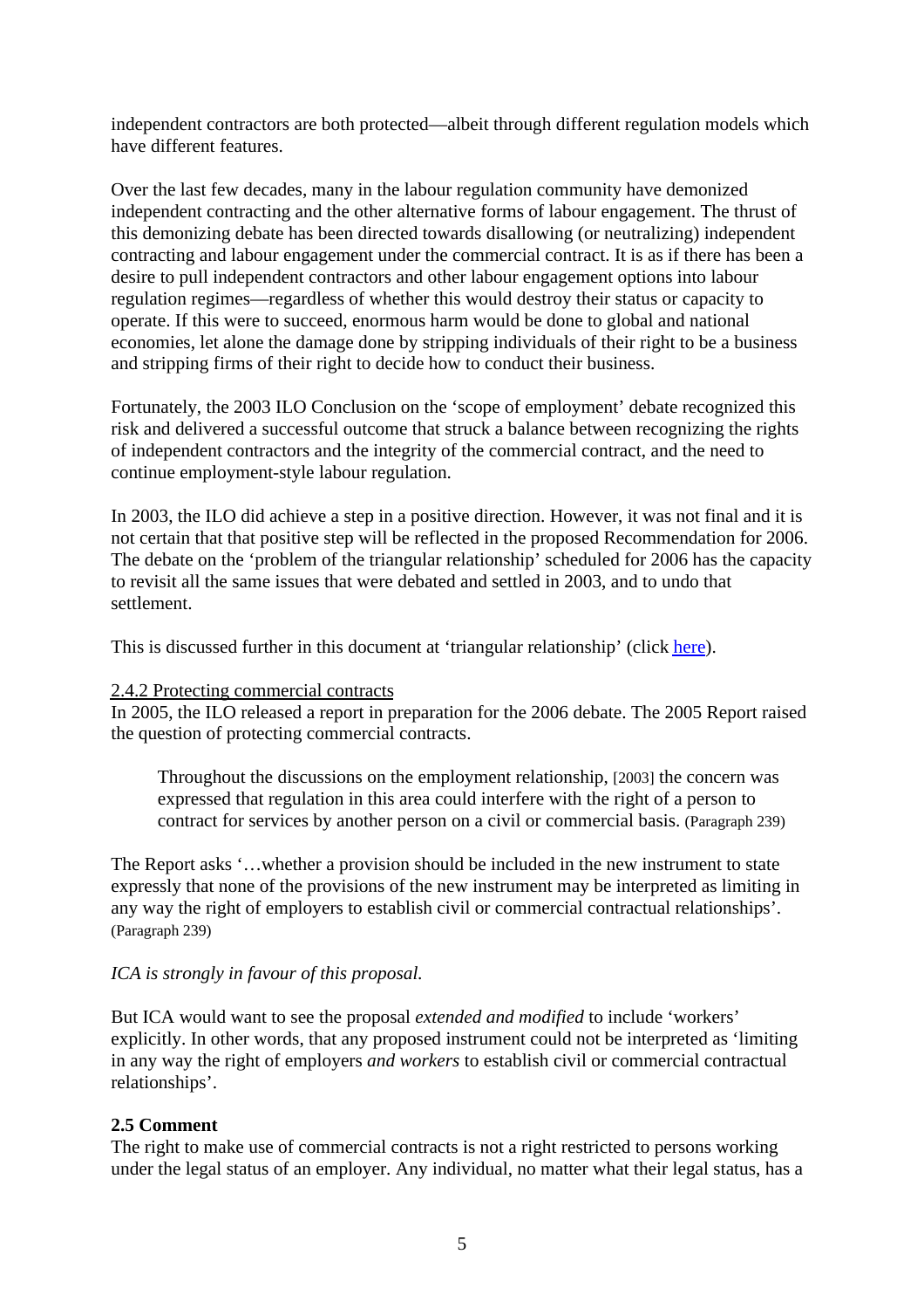independent contractors are both protected—albeit through different regulation models which have different features.

Over the last few decades, many in the labour regulation community have demonized independent contracting and the other alternative forms of labour engagement. The thrust of this demonizing debate has been directed towards disallowing (or neutralizing) independent contracting and labour engagement under the commercial contract. It is as if there has been a desire to pull independent contractors and other labour engagement options into labour regulation regimes—regardless of whether this would destroy their status or capacity to operate. If this were to succeed, enormous harm would be done to global and national economies, let alone the damage done by stripping individuals of their right to be a business and stripping firms of their right to decide how to conduct their business.

Fortunately, the 2003 ILO Conclusion on the 'scope of employment' debate recognized this risk and delivered a successful outcome that struck a balance between recognizing the rights of independent contractors and the integrity of the commercial contract, and the need to continue employment-style labour regulation.

In 2003, the ILO did achieve a step in a positive direction. However, it was not final and it is not certain that that positive step will be reflected in the proposed Recommendation for 2006. The debate on the 'problem of the triangular relationship' scheduled for 2006 has the capacity to revisit all the same issues that were debated and settled in 2003, and to undo that settlement.

This is discussed further in this document at 'triangular relationship' (click here).

2.4.2 Protecting commercial contracts

In 2005, the ILO released a report in preparation for the 2006 debate. The 2005 Report raised the question of protecting commercial contracts.

> Throughout the discussions on the employment relationship, [2003] the concern was expressed that regulation in this area could interfere with the right of a person to contract for services by another person on a civil or commercial basis. (Paragraph 239)

The Report asks '…whether a provision should be included in the new instrument to state expressly that none of the provisions of the new instrument may be interpreted as limiting in any way the right of employers to establish civil or commercial contractual relationships'. (Paragraph 239)

*ICA is strongly in favour of this proposal.*

But ICA would want to see the proposal *extended and modified* to include 'workers' explicitly. In other words, that any proposed instrument could not be interpreted as 'limiting in any way the right of employers *and workers* to establish civil or commercial contractual relationships'.

**2.5 Comment**

The right to make use of commercial contracts is not a right restricted to persons working under the legal status of an employer. Any individual, no matter what their legal status, has a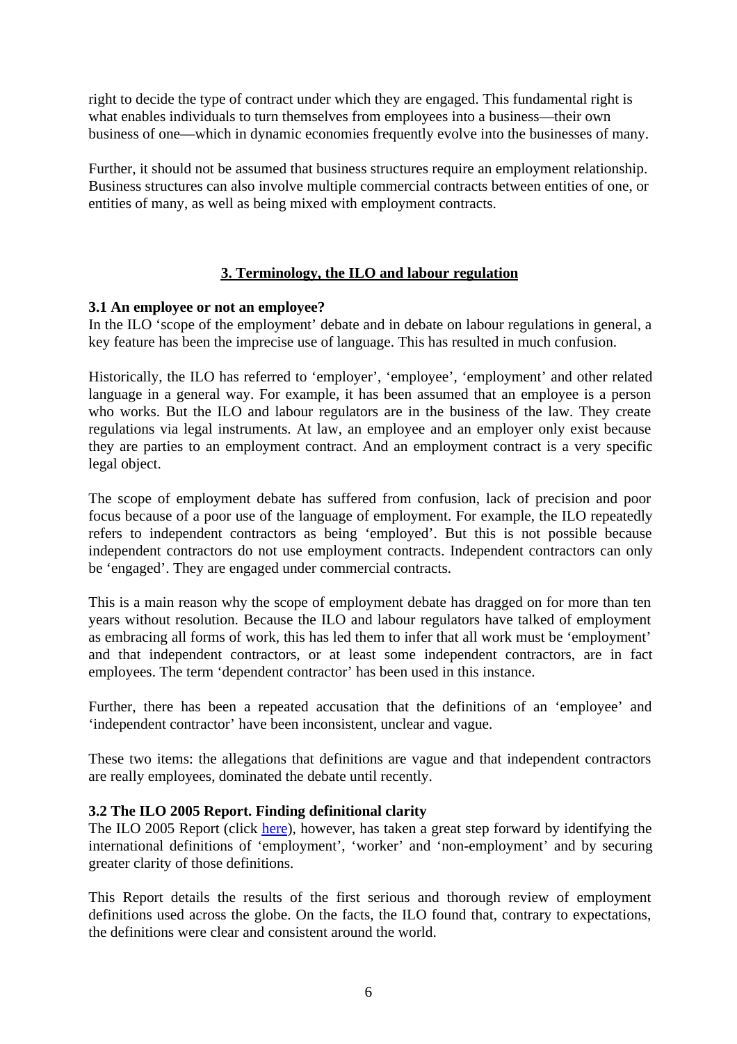right to decide the type of contract under which they are engaged. This fundamental right is what enables individuals to turn themselves from employees into a business—their own business of one—which in dynamic economies frequently evolve into the businesses of many.

Further, it should not be assumed that business structures require an employment relationship. Business structures can also involve multiple commercial contracts between entities of one, or entities of many, as well as being mixed with employment contracts.

## 3. Terminology, the ILO and labour regulation

### 3.1 An employee or not an employee?

In the ILO 'scope of the employment' debate and in debate on labour regulations in general, a key feature has been the imprecise use of language. This has resulted in much confusion.

Historically, the ILO has referred to 'employer', 'employee', 'employment' and other related language in a general way. For example, it has been assumed that an employee is a person who works. But the ILO and labour regulators are in the business of the law. They create regulations via legal instruments. At law, an employee and an employer only exist because they are parties to an employment contract. And an employment contract is a very specific legal object.

The scope of employment debate has suffered from confusion, lack of precision and poor focus because of a poor use of the language of employment. For example, the ILO repeatedly refers to independent contractors as being 'employed'. But this is not possible because independent contractors do not use employment contracts. Independent contractors can only be 'engaged'. They are engaged under commercial contracts.

This is a main reason why the scope of employment debate has dragged on for more than ten years without resolution. Because the ILO and labour regulators have talked of employment as embracing all forms of work, this has led them to infer that all work must be 'employment' and that independent contractors, or at least some independent contractors, are in fact employees. The term 'dependent contractor' has been used in this instance.

Further, there has been a repeated accusation that the definitions of an 'employee' and 'independent contractor' have been inconsistent, unclear and vague.

These two items: the allegations that definitions are vague and that independent contractors are really employees, dominated the debate until recently.

### 3.2 The ILO 2005 Report. Finding definitional clarity

The ILO 2005 Report (click here), however, has taken a great step forward by identifying the international definitions of 'employment', 'worker' and 'non-employment' and by securing greater clarity of those definitions.

This Report details the results of the first serious and thorough review of employment definitions used across the globe. On the facts, the ILO found that, contrary to expectations, the definitions were clear and consistent around the world.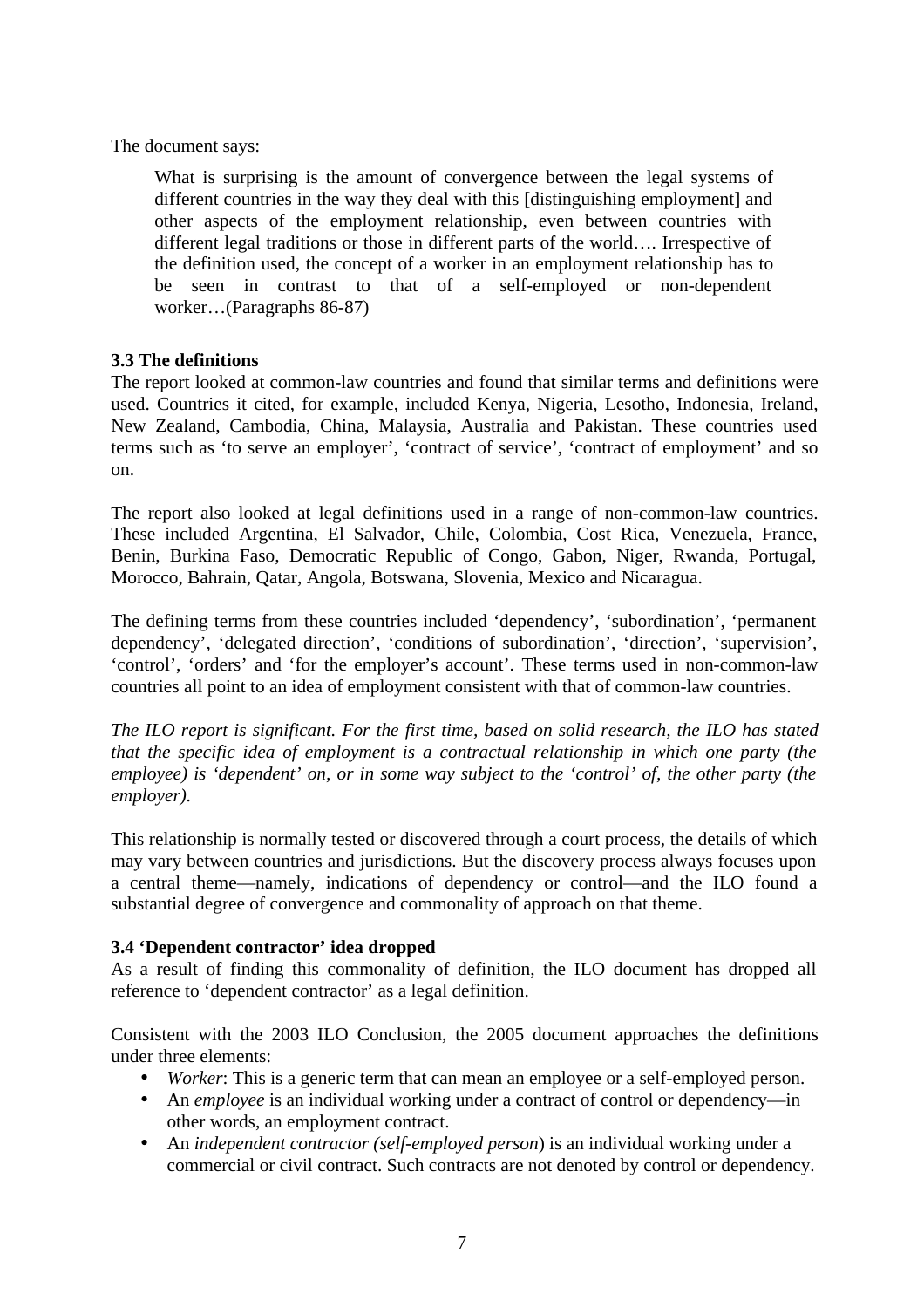The document says:

> What is surprising is the amount of convergence between the legal systems of different countries in the way they deal with this [distinguishing employment] and other aspects of the employment relationship, even between countries with different legal traditions or those in different parts of the world…. Irrespective of the definition used, the concept of a worker in an employment relationship has to be seen in contrast to that of a self-employed or non-dependent worker…(Paragraphs 86-87)

### 3.3 The definitions

The report looked at common-law countries and found that similar terms and definitions were used. Countries it cited, for example, included Kenya, Nigeria, Lesotho, Indonesia, Ireland, New Zealand, Cambodia, China, Malaysia, Australia and Pakistan. These countries used terms such as 'to serve an employer', 'contract of service', 'contract of employment' and so on.

The report also looked at legal definitions used in a range of non-common-law countries. These included Argentina, El Salvador, Chile, Colombia, Cost Rica, Venezuela, France, Benin, Burkina Faso, Democratic Republic of Congo, Gabon, Niger, Rwanda, Portugal, Morocco, Bahrain, Qatar, Angola, Botswana, Slovenia, Mexico and Nicaragua.

The defining terms from these countries included 'dependency', 'subordination', 'permanent dependency', 'delegated direction', 'conditions of subordination', 'direction', 'supervision', 'control', 'orders' and 'for the employer's account'. These terms used in non-common-law countries all point to an idea of employment consistent with that of common-law countries.

*The ILO report is significant. For the first time, based on solid research, the ILO has stated that the specific idea of employment is a contractual relationship in which one party (the employee) is 'dependent' on, or in some way subject to the 'control' of, the other party (the employer).*

This relationship is normally tested or discovered through a court process, the details of which may vary between countries and jurisdictions. But the discovery process always focuses upon a central theme—namely, indications of dependency or control—and the ILO found a substantial degree of convergence and commonality of approach on that theme.

### 3.4 'Dependent contractor' idea dropped

As a result of finding this commonality of definition, the ILO document has dropped all reference to 'dependent contractor' as a legal definition.

Consistent with the 2003 ILO Conclusion, the 2005 document approaches the definitions under three elements:

- *Worker*: This is a generic term that can mean an employee or a self-employed person.
- An *employee* is an individual working under a contract of control or dependency—in other words, an employment contract.
- An *independent contractor (self-employed person*) is an individual working under a commercial or civil contract. Such contracts are not denoted by control or dependency.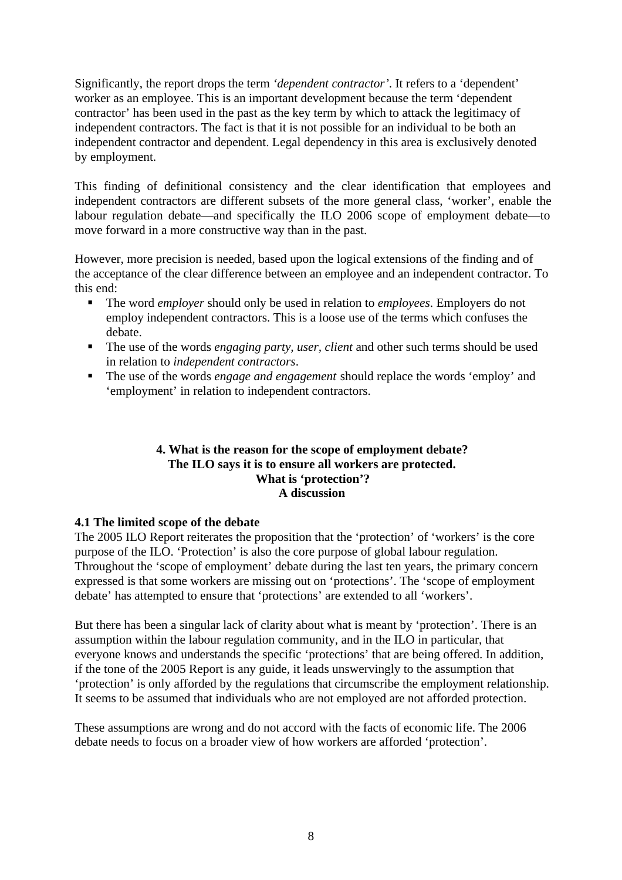Significantly, the report drops the term *'dependent contractor'*. It refers to a 'dependent' worker as an employee. This is an important development because the term 'dependent contractor' has been used in the past as the key term by which to attack the legitimacy of independent contractors. The fact is that it is not possible for an individual to be both an independent contractor and dependent. Legal dependency in this area is exclusively denoted by employment.

This finding of definitional consistency and the clear identification that employees and independent contractors are different subsets of the more general class, 'worker', enable the labour regulation debate—and specifically the ILO 2006 scope of employment debate—to move forward in a more constructive way than in the past.

However, more precision is needed, based upon the logical extensions of the finding and of the acceptance of the clear difference between an employee and an independent contractor. To this end:

- The word *employer* should only be used in relation to *employees*. Employers do not employ independent contractors. This is a loose use of the terms which confuses the debate.
- The use of the words *engaging party, user, client* and other such terms should be used in relation to *independent contractors*.
- The use of the words *engage and engagement* should replace the words 'employ' and 'employment' in relation to independent contractors.

## 4. What is the reason for the scope of employment debate? The ILO says it is to ensure all workers are protected. What is 'protection'? A discussion

### 4.1 The limited scope of the debate

The 2005 ILO Report reiterates the proposition that the 'protection' of 'workers' is the core purpose of the ILO. 'Protection' is also the core purpose of global labour regulation. Throughout the 'scope of employment' debate during the last ten years, the primary concern expressed is that some workers are missing out on 'protections'. The 'scope of employment debate' has attempted to ensure that 'protections' are extended to all 'workers'.

But there has been a singular lack of clarity about what is meant by 'protection'. There is an assumption within the labour regulation community, and in the ILO in particular, that everyone knows and understands the specific 'protections' that are being offered. In addition, if the tone of the 2005 Report is any guide, it leads unswervingly to the assumption that 'protection' is only afforded by the regulations that circumscribe the employment relationship. It seems to be assumed that individuals who are not employed are not afforded protection.

These assumptions are wrong and do not accord with the facts of economic life. The 2006 debate needs to focus on a broader view of how workers are afforded 'protection'.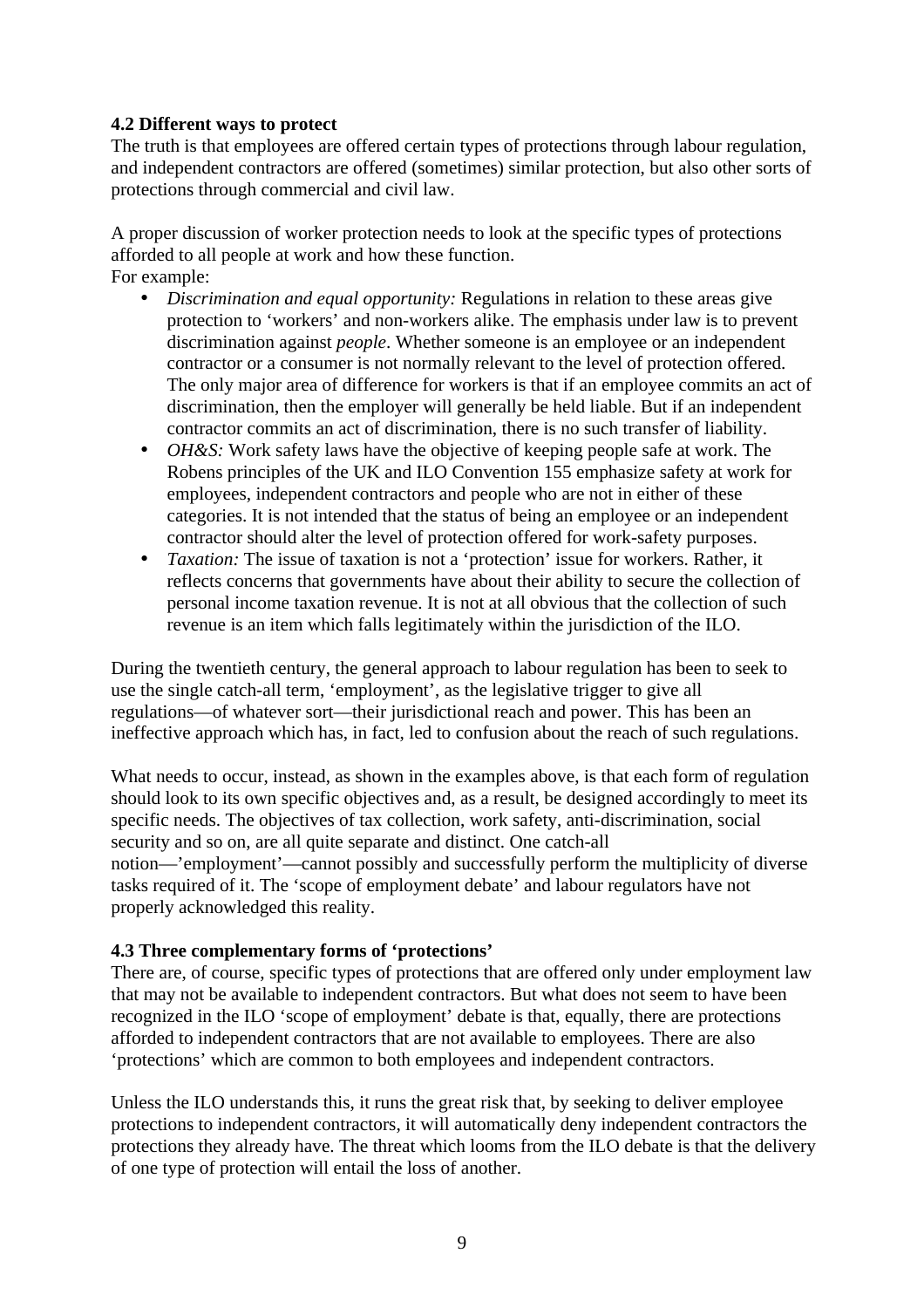**4.2 Different ways to protect**

The truth is that employees are offered certain types of protections through labour regulation, and independent contractors are offered (sometimes) similar protection, but also other sorts of protections through commercial and civil law.

A proper discussion of worker protection needs to look at the specific types of protections afforded to all people at work and how these function.
For example:

- *Discrimination and equal opportunity:* Regulations in relation to these areas give protection to 'workers' and non-workers alike. The emphasis under law is to prevent discrimination against *people*. Whether someone is an employee or an independent contractor or a consumer is not normally relevant to the level of protection offered. The only major area of difference for workers is that if an employee commits an act of discrimination, then the employer will generally be held liable. But if an independent contractor commits an act of discrimination, there is no such transfer of liability.
- *OH&S:* Work safety laws have the objective of keeping people safe at work. The Robens principles of the UK and ILO Convention 155 emphasize safety at work for employees, independent contractors and people who are not in either of these categories. It is not intended that the status of being an employee or an independent contractor should alter the level of protection offered for work-safety purposes.
- *Taxation:* The issue of taxation is not a 'protection' issue for workers. Rather, it reflects concerns that governments have about their ability to secure the collection of personal income taxation revenue. It is not at all obvious that the collection of such revenue is an item which falls legitimately within the jurisdiction of the ILO.

During the twentieth century, the general approach to labour regulation has been to seek to use the single catch-all term, 'employment', as the legislative trigger to give all regulations—of whatever sort—their jurisdictional reach and power. This has been an ineffective approach which has, in fact, led to confusion about the reach of such regulations.

What needs to occur, instead, as shown in the examples above, is that each form of regulation should look to its own specific objectives and, as a result, be designed accordingly to meet its specific needs. The objectives of tax collection, work safety, anti-discrimination, social security and so on, are all quite separate and distinct. One catch-all notion—'employment'—cannot possibly and successfully perform the multiplicity of diverse tasks required of it. The 'scope of employment debate' and labour regulators have not properly acknowledged this reality.

**4.3 Three complementary forms of 'protections'**

There are, of course, specific types of protections that are offered only under employment law that may not be available to independent contractors. But what does not seem to have been recognized in the ILO 'scope of employment' debate is that, equally, there are protections afforded to independent contractors that are not available to employees. There are also 'protections' which are common to both employees and independent contractors.

Unless the ILO understands this, it runs the great risk that, by seeking to deliver employee protections to independent contractors, it will automatically deny independent contractors the protections they already have. The threat which looms from the ILO debate is that the delivery of one type of protection will entail the loss of another.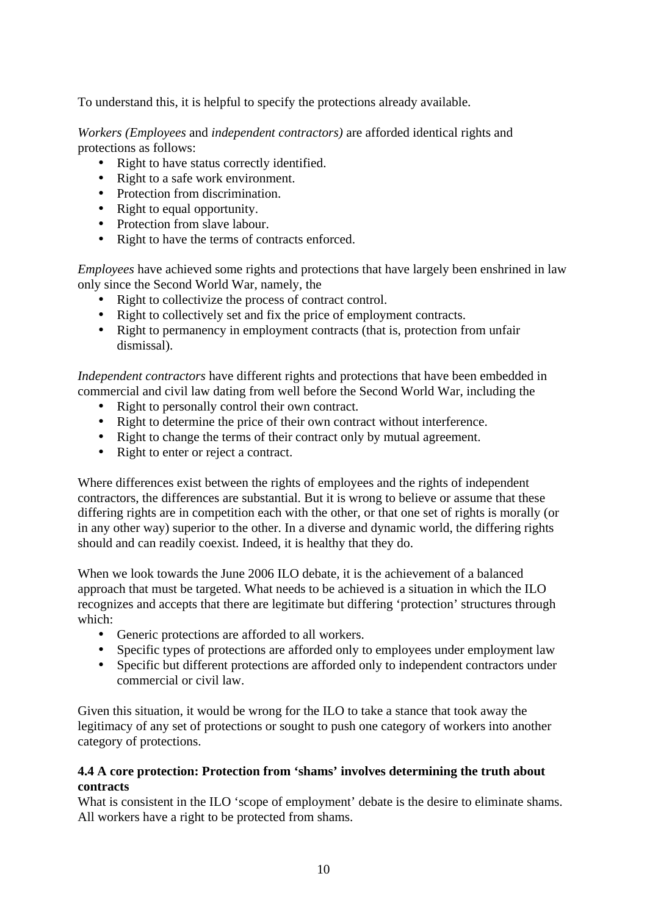To understand this, it is helpful to specify the protections already available.

*Workers (Employees* and *independent contractors)* are afforded identical rights and protections as follows:

- Right to have status correctly identified.
- Right to a safe work environment.
- Protection from discrimination.
- Right to equal opportunity.
- Protection from slave labour.
- Right to have the terms of contracts enforced.

*Employees* have achieved some rights and protections that have largely been enshrined in law only since the Second World War, namely, the

- Right to collectivize the process of contract control.
- Right to collectively set and fix the price of employment contracts.
- Right to permanency in employment contracts (that is, protection from unfair dismissal).

*Independent contractors* have different rights and protections that have been embedded in commercial and civil law dating from well before the Second World War, including the

- Right to personally control their own contract.
- Right to determine the price of their own contract without interference.
- Right to change the terms of their contract only by mutual agreement.
- Right to enter or reject a contract.

Where differences exist between the rights of employees and the rights of independent contractors, the differences are substantial. But it is wrong to believe or assume that these differing rights are in competition each with the other, or that one set of rights is morally (or in any other way) superior to the other. In a diverse and dynamic world, the differing rights should and can readily coexist. Indeed, it is healthy that they do.

When we look towards the June 2006 ILO debate, it is the achievement of a balanced approach that must be targeted. What needs to be achieved is a situation in which the ILO recognizes and accepts that there are legitimate but differing 'protection' structures through which:

- Generic protections are afforded to all workers.
- Specific types of protections are afforded only to employees under employment law
- Specific but different protections are afforded only to independent contractors under commercial or civil law.

Given this situation, it would be wrong for the ILO to take a stance that took away the legitimacy of any set of protections or sought to push one category of workers into another category of protections.

### 4.4 A core protection: Protection from 'shams' involves determining the truth about contracts

What is consistent in the ILO 'scope of employment' debate is the desire to eliminate shams. All workers have a right to be protected from shams.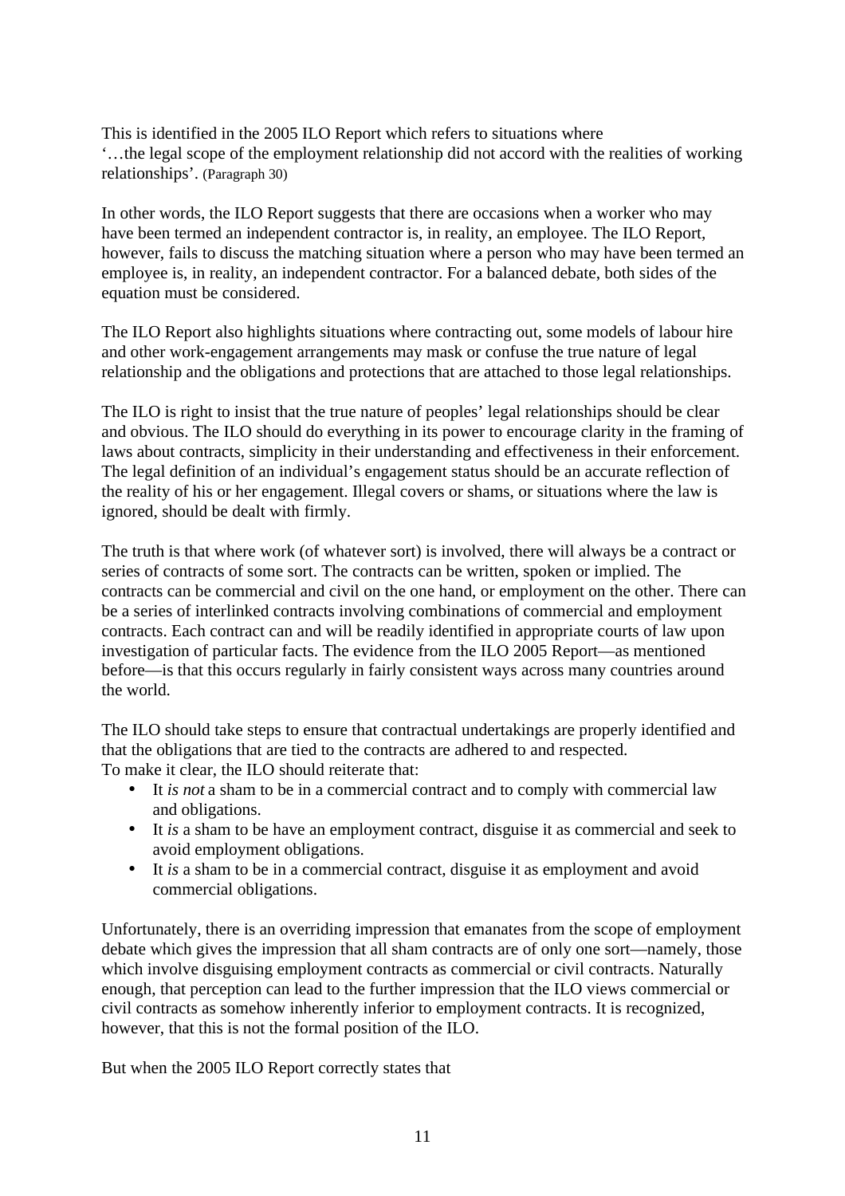This is identified in the 2005 ILO Report which refers to situations where
'…the legal scope of the employment relationship did not accord with the realities of working relationships'. (Paragraph 30)

In other words, the ILO Report suggests that there are occasions when a worker who may have been termed an independent contractor is, in reality, an employee. The ILO Report, however, fails to discuss the matching situation where a person who may have been termed an employee is, in reality, an independent contractor. For a balanced debate, both sides of the equation must be considered.

The ILO Report also highlights situations where contracting out, some models of labour hire and other work-engagement arrangements may mask or confuse the true nature of legal relationship and the obligations and protections that are attached to those legal relationships.

The ILO is right to insist that the true nature of peoples' legal relationships should be clear and obvious. The ILO should do everything in its power to encourage clarity in the framing of laws about contracts, simplicity in their understanding and effectiveness in their enforcement. The legal definition of an individual's engagement status should be an accurate reflection of the reality of his or her engagement. Illegal covers or shams, or situations where the law is ignored, should be dealt with firmly.

The truth is that where work (of whatever sort) is involved, there will always be a contract or series of contracts of some sort. The contracts can be written, spoken or implied. The contracts can be commercial and civil on the one hand, or employment on the other. There can be a series of interlinked contracts involving combinations of commercial and employment contracts. Each contract can and will be readily identified in appropriate courts of law upon investigation of particular facts. The evidence from the ILO 2005 Report—as mentioned before—is that this occurs regularly in fairly consistent ways across many countries around the world.

The ILO should take steps to ensure that contractual undertakings are properly identified and that the obligations that are tied to the contracts are adhered to and respected.
To make it clear, the ILO should reiterate that:

- It *is not* a sham to be in a commercial contract and to comply with commercial law and obligations.
- It *is* a sham to be have an employment contract, disguise it as commercial and seek to avoid employment obligations.
- It *is* a sham to be in a commercial contract, disguise it as employment and avoid commercial obligations.

Unfortunately, there is an overriding impression that emanates from the scope of employment debate which gives the impression that all sham contracts are of only one sort—namely, those which involve disguising employment contracts as commercial or civil contracts. Naturally enough, that perception can lead to the further impression that the ILO views commercial or civil contracts as somehow inherently inferior to employment contracts. It is recognized, however, that this is not the formal position of the ILO.

But when the 2005 ILO Report correctly states that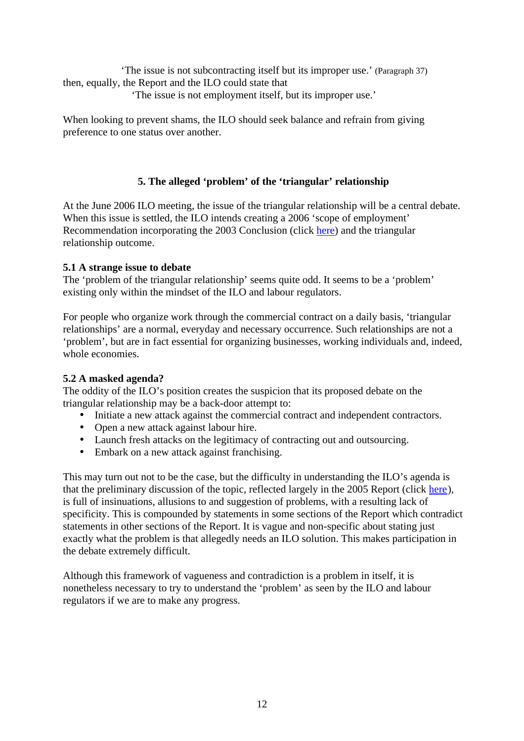> 'The issue is not subcontracting itself but its improper use.' (Paragraph 37)

then, equally, the Report and the ILO could state that

> 'The issue is not employment itself, but its improper use.'

When looking to prevent shams, the ILO should seek balance and refrain from giving preference to one status over another.

## 5. The alleged 'problem' of the 'triangular' relationship

At the June 2006 ILO meeting, the issue of the triangular relationship will be a central debate. When this issue is settled, the ILO intends creating a 2006 'scope of employment' Recommendation incorporating the 2003 Conclusion (click here) and the triangular relationship outcome.

### 5.1 A strange issue to debate

The 'problem of the triangular relationship' seems quite odd. It seems to be a 'problem' existing only within the mindset of the ILO and labour regulators.

For people who organize work through the commercial contract on a daily basis, 'triangular relationships' are a normal, everyday and necessary occurrence. Such relationships are not a 'problem', but are in fact essential for organizing businesses, working individuals and, indeed, whole economies.

### 5.2 A masked agenda?

The oddity of the ILO's position creates the suspicion that its proposed debate on the triangular relationship may be a back-door attempt to:

- Initiate a new attack against the commercial contract and independent contractors.
- Open a new attack against labour hire.
- Launch fresh attacks on the legitimacy of contracting out and outsourcing.
- Embark on a new attack against franchising.

This may turn out not to be the case, but the difficulty in understanding the ILO's agenda is that the preliminary discussion of the topic, reflected largely in the 2005 Report (click here), is full of insinuations, allusions to and suggestion of problems, with a resulting lack of specificity. This is compounded by statements in some sections of the Report which contradict statements in other sections of the Report. It is vague and non-specific about stating just exactly what the problem is that allegedly needs an ILO solution. This makes participation in the debate extremely difficult.

Although this framework of vagueness and contradiction is a problem in itself, it is nonetheless necessary to try to understand the 'problem' as seen by the ILO and labour regulators if we are to make any progress.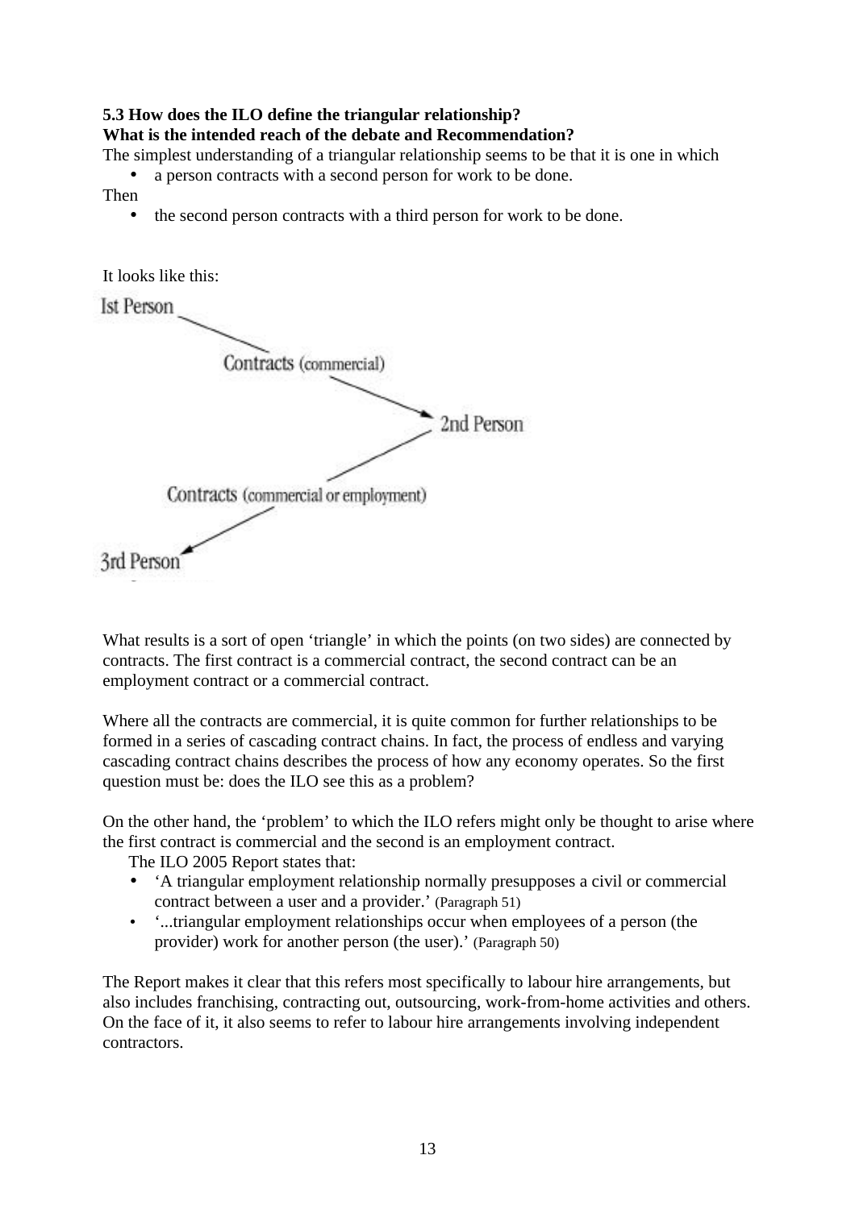**5.3 How does the ILO define the triangular relationship?**
**What is the intended reach of the debate and Recommendation?**

The simplest understanding of a triangular relationship seems to be that it is one in which

- a person contracts with a second person for work to be done.

Then

- the second person contracts with a third person for work to be done.

It looks like this:

Ist Person

Contracts (commercial)

2nd Person

Contracts (commercial or employment)

3rd Person

What results is a sort of open 'triangle' in which the points (on two sides) are connected by contracts. The first contract is a commercial contract, the second contract can be an employment contract or a commercial contract.

Where all the contracts are commercial, it is quite common for further relationships to be formed in a series of cascading contract chains. In fact, the process of endless and varying cascading contract chains describes the process of how any economy operates. So the first question must be: does the ILO see this as a problem?

On the other hand, the 'problem' to which the ILO refers might only be thought to arise where the first contract is commercial and the second is an employment contract.

The ILO 2005 Report states that:

- 'A triangular employment relationship normally presupposes a civil or commercial contract between a user and a provider.' (Paragraph 51)
- '...triangular employment relationships occur when employees of a person (the provider) work for another person (the user).' (Paragraph 50)

The Report makes it clear that this refers most specifically to labour hire arrangements, but also includes franchising, contracting out, outsourcing, work-from-home activities and others. On the face of it, it also seems to refer to labour hire arrangements involving independent contractors.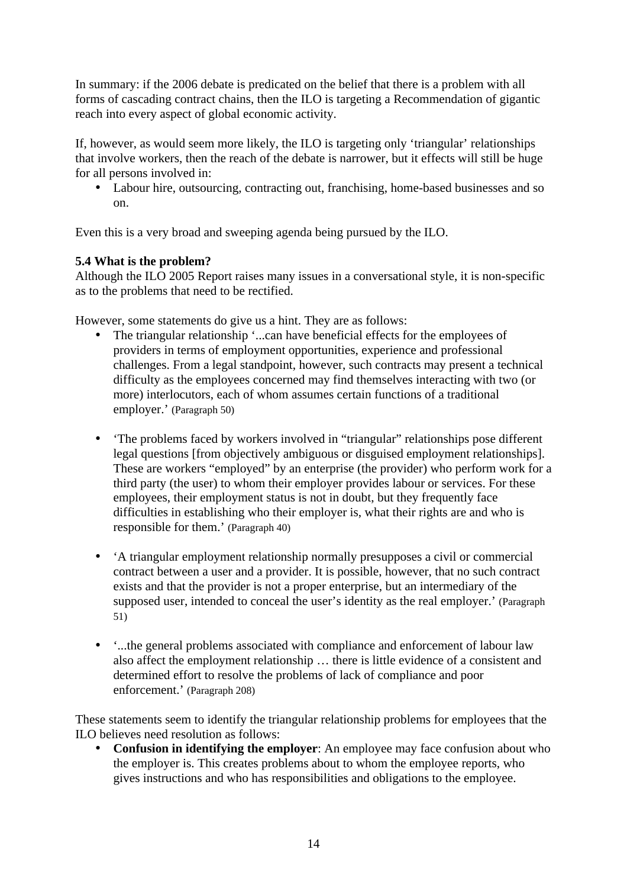In summary: if the 2006 debate is predicated on the belief that there is a problem with all forms of cascading contract chains, then the ILO is targeting a Recommendation of gigantic reach into every aspect of global economic activity.

If, however, as would seem more likely, the ILO is targeting only 'triangular' relationships that involve workers, then the reach of the debate is narrower, but it effects will still be huge for all persons involved in:

- Labour hire, outsourcing, contracting out, franchising, home-based businesses and so on.

Even this is a very broad and sweeping agenda being pursued by the ILO.

**5.4 What is the problem?**

Although the ILO 2005 Report raises many issues in a conversational style, it is non-specific as to the problems that need to be rectified.

However, some statements do give us a hint. They are as follows:

- The triangular relationship '...can have beneficial effects for the employees of providers in terms of employment opportunities, experience and professional challenges. From a legal standpoint, however, such contracts may present a technical difficulty as the employees concerned may find themselves interacting with two (or more) interlocutors, each of whom assumes certain functions of a traditional employer.' (Paragraph 50)

- 'The problems faced by workers involved in "triangular" relationships pose different legal questions [from objectively ambiguous or disguised employment relationships]. These are workers "employed" by an enterprise (the provider) who perform work for a third party (the user) to whom their employer provides labour or services. For these employees, their employment status is not in doubt, but they frequently face difficulties in establishing who their employer is, what their rights are and who is responsible for them.' (Paragraph 40)

- 'A triangular employment relationship normally presupposes a civil or commercial contract between a user and a provider. It is possible, however, that no such contract exists and that the provider is not a proper enterprise, but an intermediary of the supposed user, intended to conceal the user's identity as the real employer.' (Paragraph 51)

- '...the general problems associated with compliance and enforcement of labour law also affect the employment relationship … there is little evidence of a consistent and determined effort to resolve the problems of lack of compliance and poor enforcement.' (Paragraph 208)

These statements seem to identify the triangular relationship problems for employees that the ILO believes need resolution as follows:

- **Confusion in identifying the employer**: An employee may face confusion about who the employer is. This creates problems about to whom the employee reports, who gives instructions and who has responsibilities and obligations to the employee.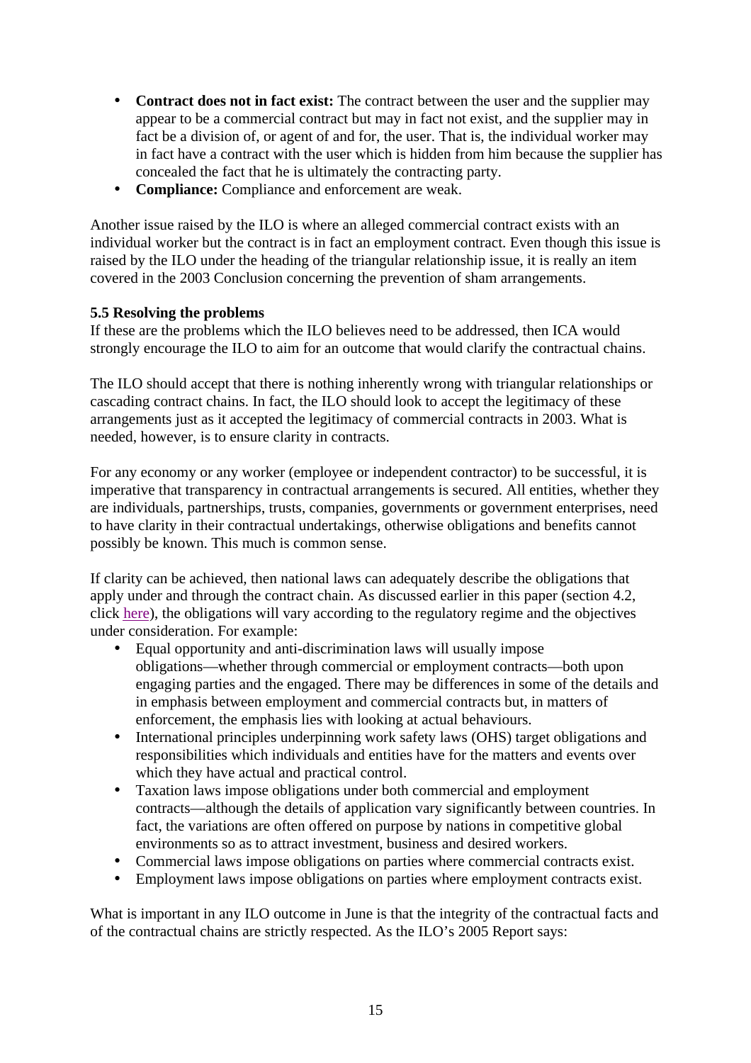- **Contract does not in fact exist:** The contract between the user and the supplier may appear to be a commercial contract but may in fact not exist, and the supplier may in fact be a division of, or agent of and for, the user. That is, the individual worker may in fact have a contract with the user which is hidden from him because the supplier has concealed the fact that he is ultimately the contracting party.
- **Compliance:** Compliance and enforcement are weak.

Another issue raised by the ILO is where an alleged commercial contract exists with an individual worker but the contract is in fact an employment contract. Even though this issue is raised by the ILO under the heading of the triangular relationship issue, it is really an item covered in the 2003 Conclusion concerning the prevention of sham arrangements.

**5.5 Resolving the problems**

If these are the problems which the ILO believes need to be addressed, then ICA would strongly encourage the ILO to aim for an outcome that would clarify the contractual chains.

The ILO should accept that there is nothing inherently wrong with triangular relationships or cascading contract chains. In fact, the ILO should look to accept the legitimacy of these arrangements just as it accepted the legitimacy of commercial contracts in 2003. What is needed, however, is to ensure clarity in contracts.

For any economy or any worker (employee or independent contractor) to be successful, it is imperative that transparency in contractual arrangements is secured. All entities, whether they are individuals, partnerships, trusts, companies, governments or government enterprises, need to have clarity in their contractual undertakings, otherwise obligations and benefits cannot possibly be known. This much is common sense.

If clarity can be achieved, then national laws can adequately describe the obligations that apply under and through the contract chain. As discussed earlier in this paper (section 4.2, click here), the obligations will vary according to the regulatory regime and the objectives under consideration. For example:

- Equal opportunity and anti-discrimination laws will usually impose obligations—whether through commercial or employment contracts—both upon engaging parties and the engaged. There may be differences in some of the details and in emphasis between employment and commercial contracts but, in matters of enforcement, the emphasis lies with looking at actual behaviours.
- International principles underpinning work safety laws (OHS) target obligations and responsibilities which individuals and entities have for the matters and events over which they have actual and practical control.
- Taxation laws impose obligations under both commercial and employment contracts—although the details of application vary significantly between countries. In fact, the variations are often offered on purpose by nations in competitive global environments so as to attract investment, business and desired workers.
- Commercial laws impose obligations on parties where commercial contracts exist.
- Employment laws impose obligations on parties where employment contracts exist.

What is important in any ILO outcome in June is that the integrity of the contractual facts and of the contractual chains are strictly respected. As the ILO's 2005 Report says: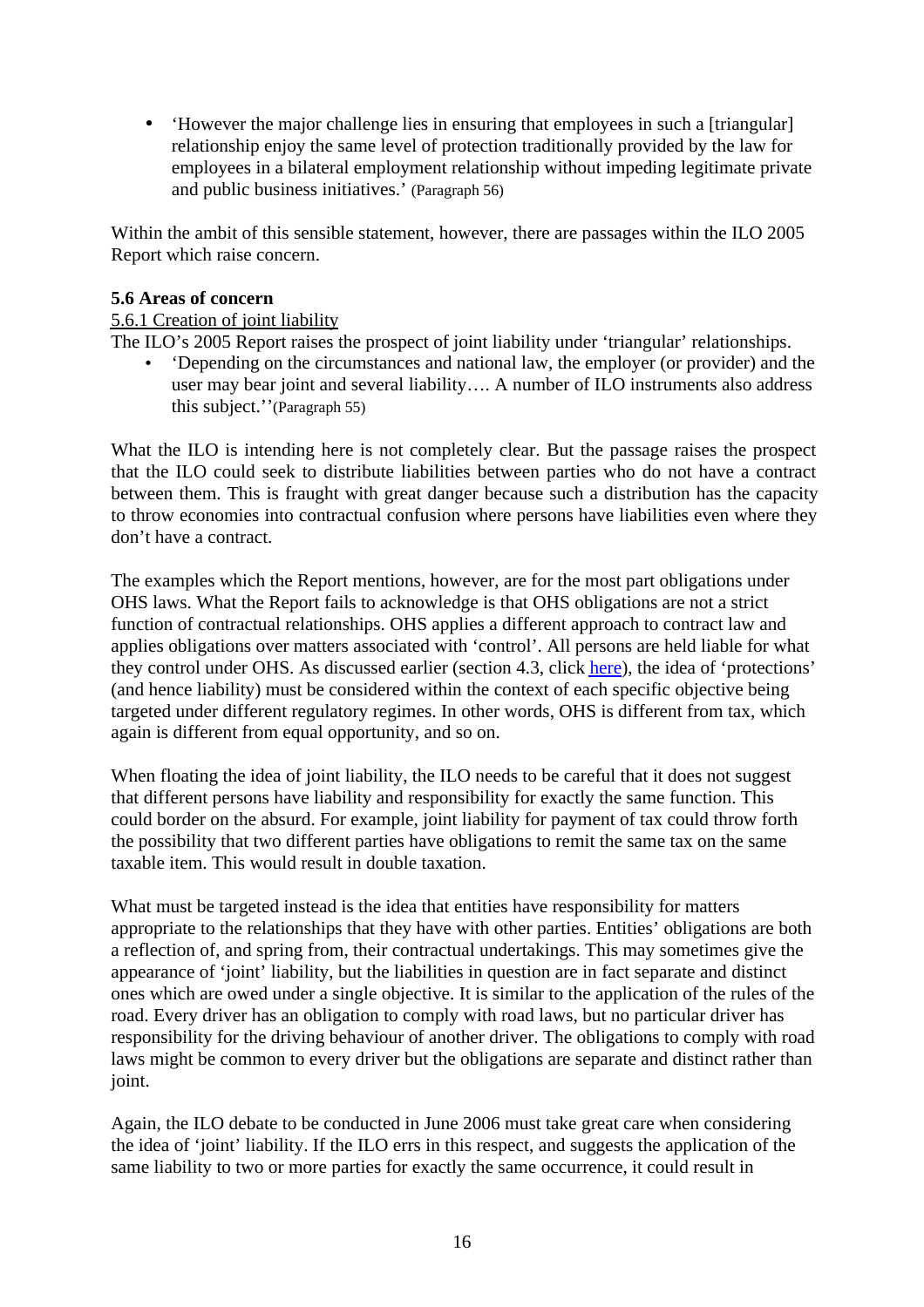- 'However the major challenge lies in ensuring that employees in such a [triangular] relationship enjoy the same level of protection traditionally provided by the law for employees in a bilateral employment relationship without impeding legitimate private and public business initiatives.' (Paragraph 56)

Within the ambit of this sensible statement, however, there are passages within the ILO 2005 Report which raise concern.

**5.6 Areas of concern**

5.6.1 Creation of joint liability

The ILO's 2005 Report raises the prospect of joint liability under 'triangular' relationships.

- 'Depending on the circumstances and national law, the employer (or provider) and the user may bear joint and several liability…. A number of ILO instruments also address this subject.'' (Paragraph 55)

What the ILO is intending here is not completely clear. But the passage raises the prospect that the ILO could seek to distribute liabilities between parties who do not have a contract between them. This is fraught with great danger because such a distribution has the capacity to throw economies into contractual confusion where persons have liabilities even where they don't have a contract.

The examples which the Report mentions, however, are for the most part obligations under OHS laws. What the Report fails to acknowledge is that OHS obligations are not a strict function of contractual relationships. OHS applies a different approach to contract law and applies obligations over matters associated with 'control'. All persons are held liable for what they control under OHS. As discussed earlier (section 4.3, click here), the idea of 'protections' (and hence liability) must be considered within the context of each specific objective being targeted under different regulatory regimes. In other words, OHS is different from tax, which again is different from equal opportunity, and so on.

When floating the idea of joint liability, the ILO needs to be careful that it does not suggest that different persons have liability and responsibility for exactly the same function. This could border on the absurd. For example, joint liability for payment of tax could throw forth the possibility that two different parties have obligations to remit the same tax on the same taxable item. This would result in double taxation.

What must be targeted instead is the idea that entities have responsibility for matters appropriate to the relationships that they have with other parties. Entities' obligations are both a reflection of, and spring from, their contractual undertakings. This may sometimes give the appearance of 'joint' liability, but the liabilities in question are in fact separate and distinct ones which are owed under a single objective. It is similar to the application of the rules of the road. Every driver has an obligation to comply with road laws, but no particular driver has responsibility for the driving behaviour of another driver. The obligations to comply with road laws might be common to every driver but the obligations are separate and distinct rather than joint.

Again, the ILO debate to be conducted in June 2006 must take great care when considering the idea of 'joint' liability. If the ILO errs in this respect, and suggests the application of the same liability to two or more parties for exactly the same occurrence, it could result in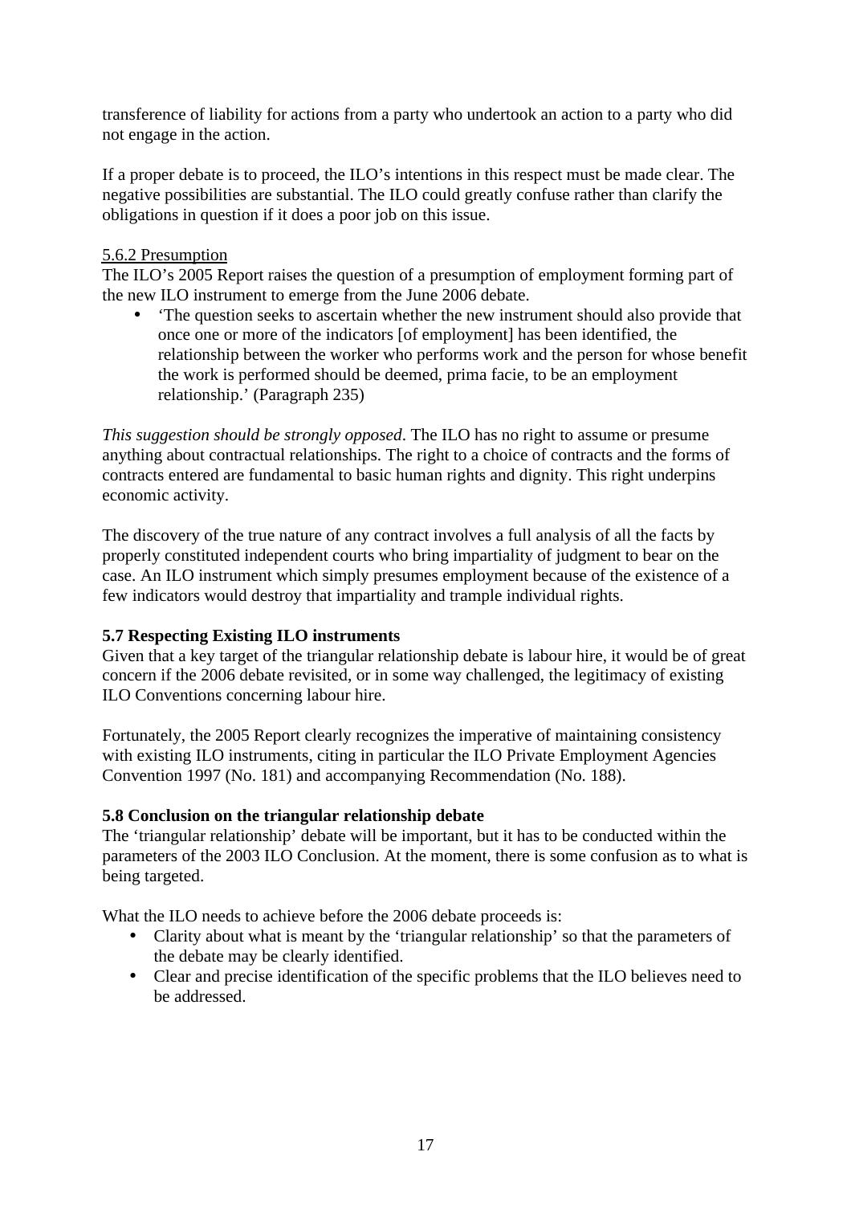transference of liability for actions from a party who undertook an action to a party who did not engage in the action.

If a proper debate is to proceed, the ILO's intentions in this respect must be made clear. The negative possibilities are substantial. The ILO could greatly confuse rather than clarify the obligations in question if it does a poor job on this issue.

5.6.2 Presumption

The ILO's 2005 Report raises the question of a presumption of employment forming part of the new ILO instrument to emerge from the June 2006 debate.

- 'The question seeks to ascertain whether the new instrument should also provide that once one or more of the indicators [of employment] has been identified, the relationship between the worker who performs work and the person for whose benefit the work is performed should be deemed, prima facie, to be an employment relationship.' (Paragraph 235)

*This suggestion should be strongly opposed*. The ILO has no right to assume or presume anything about contractual relationships. The right to a choice of contracts and the forms of contracts entered are fundamental to basic human rights and dignity. This right underpins economic activity.

The discovery of the true nature of any contract involves a full analysis of all the facts by properly constituted independent courts who bring impartiality of judgment to bear on the case. An ILO instrument which simply presumes employment because of the existence of a few indicators would destroy that impartiality and trample individual rights.

**5.7 Respecting Existing ILO instruments**

Given that a key target of the triangular relationship debate is labour hire, it would be of great concern if the 2006 debate revisited, or in some way challenged, the legitimacy of existing ILO Conventions concerning labour hire.

Fortunately, the 2005 Report clearly recognizes the imperative of maintaining consistency with existing ILO instruments, citing in particular the ILO Private Employment Agencies Convention 1997 (No. 181) and accompanying Recommendation (No. 188).

**5.8 Conclusion on the triangular relationship debate**

The 'triangular relationship' debate will be important, but it has to be conducted within the parameters of the 2003 ILO Conclusion. At the moment, there is some confusion as to what is being targeted.

What the ILO needs to achieve before the 2006 debate proceeds is:

- Clarity about what is meant by the 'triangular relationship' so that the parameters of the debate may be clearly identified.
- Clear and precise identification of the specific problems that the ILO believes need to be addressed.